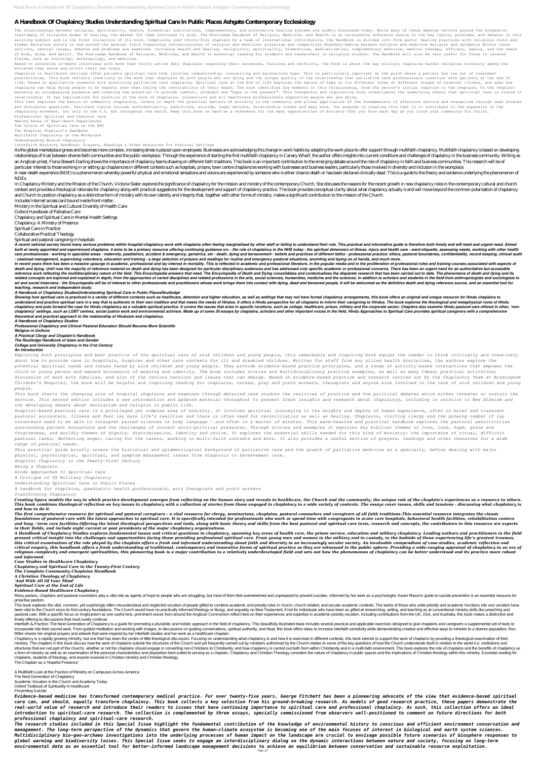# A Handbook Of Chaplaincy Studies Understanding Spiritual Care In Public Places Ashgate Contemporary Ecclesiology

The relationships between religion, spirituality, health, biomedical institutions, complementary, and alternative healing systems are widely discussed today. While many of these debates revolve around the biomedical legitimacy of religious modes of healing, the market for them continues to grow. The Routledge Handbook of Religion, Medicine, and Health is an outstanding reference source to the key topics, problems, and debates in this exciting subject and is the first collection of its kind. Comprising over thirty-five chapters by a team of international contributors, the Handbook is divided into five parts: Healing practices with religious roots and frames Religious actors in and around the medical field Organizing infrastructures of religion and medicine: pluralism and competition Boundary-making between religion and medicine Religion and epidemics Within these sections, central issues, debates and problems are examined, including health and healing, religiosity, spirituality, biomedicine, medicalization, complementary medicine, medical therapy, efficacy, agency, and the nexus of body, mind, and spirit. The Routledge Handbook of Religion, Medicine, and Health is essential reading for students and researchers in religious studies. The Handbook will also be very useful for those in related fields, such as sociology, anthropology, and medicine.

Based on extensive in-depth interviews with more than thirty active duty chaplains regarding their successes, failures and conflicts, the book is about the way military chaplains handle religious diversity among the enlisted they serve and within their own corps.

Chaplains in healthcare settings offer patients spiritual care that involves companionship, counselling and maintaining hope. This is particularly important at the point where a patient has run out of treatment possibilities. This book reflects creatively on the work that chaplains do with people who are dying and the unique quality of the relationship that palliative care professionals construct with patients at the end of life. Based on qualitative research with practising palliative care chaplains, Spiritual Care at the End of Life explores the nature of hope in its different forms at different stages of terminal illness, and asks how chaplains can help dying people to be hopeful even when facing the inevitability of their death. The book identifies key moments in this relationship, from the person's initial reaction to the chaplain, to the chaplain becoming an accompanying presence and creating the potential to provide comfort, strength and "hope in the present". This thoughtful and inquisitive book investigates the underlying theory that spiritual care is rooted in relationship. It has implications for practice in the work of chaplains, counsellors and all healthcare professionals supporting people who are dying.

This text explores the basics of community chaplaincy, covers in depth the practical matters of ministry in the community and allows application of the fundamentals of effective service and evangelism through case studies and discussion questions. Pertinent topics include confidentiality, addictions, suicide, legal matters, relationship issues and many more. Our purpose in creating this text is to contribute to the expansion of the chaplaincy movement, not only in the U.S. but throughout the world. Keep this book on hand as a reference for the many opportunities of ministry that you face each day as you claim your community for Christ.

Professional Spiritual and Pastoral Care
Making Sense of Near-death Experiences
The Crisis of Spiritual Care on the NHS
The Hospital Chaplain's Handbook
Multifaith Chaplaincy in the Workplace
Understanding Muslim Chaplaincy
Interfaith Ministry Handbook: Prayers, Readings & Other Resources for Pastoral Settings

As the global marketplace grows and becomes more complex, increasing stress is placed upon employees. Businesses are acknowledging this change in work habits by adapting the work place to offer support through multifaith chaplaincy. Multifaith chaplaincy is based on developing relationships of trust between diverse faith communities and the public workplace. Through the experience of starting the first multifaith chaplaincy in Canary Wharf, the author offers insights into current conditions and challenges of chaplaincy in the business community. Writing as an Anglican priest, Fiona Stewart-Darling shows the importance of chaplaincy teams drawing on different faith traditions. This book is an important contribution to the emerging debate around the role of chaplaincy in faith and business communities. This research will be of particular interest to those working in or setting up chaplaincies in different contexts such as hospitals, prisons, town centre chaplaincies working with businesses and business leaders, particularly those involved in diversity and inclusion in the workplace.

A near-death experience (NDE) is a phenomenon whereby powerful physical and emotional sensations and visions are experienced by someone who is either close to death or has been declared clinically dead. This is a guide to the theory and evidence underlying the phenomenon of NDEs.

In Chaplaincy Ministry and the Mission of the Church, Victoria Slater explores the significance of chaplaincy for the mission and ministry of the contemporary Church. She discusses the reasons for the recent growth in new chaplaincy roles in the contemporary cultural and church context and provides a theological rationale for chaplaincy along with practical suggestions for the development and support of chaplaincy practice. The book provides conceptual clarity about what chaplaincy actually is and will move beyond the common polarisation of chaplaincy and Church to position chaplaincy as a distinctive form of ministry with its own identity and integrity that, together with other forms of ministry, makes a significant contribution to the mission of the Church.

Includes Internet access card bound inside front matter.
Ministry in the Spiritual and Cultural Diversity of Health Care
Oxford Handbook of Palliative Care
Chaplaincy and Spiritual Care in Mental Health Settings
Chaplaincy: A Ministry of Presence
Spiritual Care in Practice
Collaborative Practical Theology
Spiritual and pastoral caregiving in hospitals

***A recent national survey found many serious problems within hospital chaplaincy work with chaplains often feeling marginalised by other staff or failing to understand their role. This practical and informative guide is therefore both timely and will meet and urgent need. Aimed both at newly appointed and experienced chaplains, it aims to be a primary resource offering continuing guidance on: - the role of chaplaincy in the NHS today - the spiritual dimension of illness, injury and health care - ward etiquette, assessing needs, working with other health care professionals - working in specialist areas - maternity, paediatrics, accident & emergency, geriatrics, etc - death, dying and bereavement - beliefs and practices of different faiths - professional practice: ethics, pastoral boundaries, confidentiality, record keeping, clinical audit - caseload management, supervising volunteers, education and training - a large selection of prayers and readings for routine and emergency pastoral situations, anointing and laying on of hands, and much more.***

***In recent years there has been a massive upsurge in academic, professional and lay interest in mortality. This is reflected in academic and professional literature, in the popular media and in the proliferation of professional roles and training courses associated with aspects of death and dying. Until now the majority of reference material on death and dying has been designed for particular disciplinary audiences and has addressed only specific academic or professional concerns. There has been an urgent need for an authoritative but accessible reference work reflecting the multidisciplinary nature of the field. This Encyclopedia answers that need. The Encyclopedia of Death and Dying consolidates and contextualizes the disparate research that has been carried out to date. The phenomena of death and dying and its related concepts are explored and explained in depth, from the approaches of varied disciplines and related professions in the arts, social sciences, humanities, medicine and the sciences. In addition to scholars and students in the field-from anthropologists and sociologists to art and social historians - the Encyclopedia will be of interest to other professionals and practitioners whose work brings them into contact with dying, dead and bereaved people. It will be welcomed as the definitive death and dying reference source, and an essential tool for teaching, research and independent study.***

***A Handbook of Chaplaincy StudiesUnderstanding Spiritual Care in Public PlacesRoutledge***

***Showing how spiritual care is practiced in a variety of different contexts such as healthcare, detention and higher education, as well as settings that may not have formal chaplaincy arrangements, this book offers an original and unique resource for Hindu chaplains to understand and practice spiritual care in a way that is authentic to their own tradition and that meets the needs of Hindus. It offers a Hindu perspective for all chaplains to inform their caregiving to Hindus. The book explores the theological and metaphysical roots of Hindu chaplaincy and puts forward the case for Hindu chaplaincy as a valuable spiritual practice. It covers the issues that arise in specific locations, such as college, healthcare, prison, military and the corporate sector. Chapters also examine Hindu pastoral care offered in other, 'non-chaplaincy' settings, such as LGBT centres, social justice work and environmental activism. Made up of some 30 essays by chaplains, scholars and other important voices in the field, Hindu Approaches to Spiritual Care provides spiritual caregivers with a comprehensive theoretical and practical approach to the relationship of Hinduism and chaplaincy.***

***A Handbook of Chaplaincy Studies***
***Professional Chaplaincy and Clinical Pastoral Education Should Become More Scientific***
***Religion in Uniform***
***A Practical Clergy and Chaplain's Handbook***
***The Routledge Handbook of Islam and Gender***
***College and University Chaplaincy in the 21st Century***
***An Introduction***

*Exploring both principles and best practice of the spiritual care of sick children and young people, this remarkable and inspiring book equips the reader to think critically and creatively about how to provide care in hospitals, hospices and other care contexts for ill and disabled children. Written for staff from any allied health discipline, the authors explore the potential spiritual needs and issues faced by sick children and young people. They provide evidence-based practice principles, and a range of activity-based interactions that empower the child or young person and expand discussion of meaning and identity. The book includes stories and multidisciplinary practice examples, as well as many ideas; practical activities; discussion of work with families, and also of the various tensions and issues that can emerge. Based on evidence-based practice and research carried out by the Chaplaincy Team at Birmingham Children's Hospital, the book will be helpful and inspiring reading for chaplains, nurses, play and youth workers, therapists and anyone else involved in the care of sick children and young people.*

*This book charts the changing role of hospital chaplains and examines through detailed case studies the realities of practice and the political debates which either threaten or sustain the service. This second edition includes a new introduction and updated material throughout to present fresh insights and research about chaplaincy, including in relation to New Atheism and the developing debate about secularism and religion in public life.*

*Hospital-based pastoral care is a privileged yet complex area of ministry. It involves spiritual journeying to the heights and depths of human experience, often in brief and transient pastoral encounters. Illness and fear lay bare life's realities and there is often need for reconciliation as well as healing. Chaplains, visiting clergy and the growing number of lay volunteers need to be able to interpret pained silences or body language - and often in a matter of minutes. This warm-hearted and practical handbook explores the pastoral sensitivities surrounding patient encounters and the challenges of current socio-political pressures. Through stories and examples it explores key biblical themes of love, loss, hope, grace and forgiveness, and worldly themes of dignity, discrimination, identity and choice. It explores the essential skills needed for this kind of ministry: the importance of ritual, difficult pastoral tasks, deflecting anger, caring for the carers, working in multi-faith contexts and more. It also provides a useful section of prayers, readings and other resources for a wide range of pastoral needs.*

*This practical guide briefly covers the historical and epidemiological background of palliative care and the growth of palliative medicine as a specialty, before dealing with major physical, psychological, spiritual, and symptom management issues from diagnosis to bereavement care.*

*Hospital Chaplaincy in the Twenty-first Century*
*Being a Chaplain*
*Hindu Approaches to Spiritual Care*
*A Critique of US Military Chaplaincy*
*Understanding Spiritual Care in Public Places*
*A handbook for chaplains, paediatric health professionals, arts therapists and youth workers*
*Transforming Chaplaincy*

***Creating Space models the way in which practice development emerges from reflecting on the human story and reveals to healthcare, the Church and the community, the unique role of the chaplain's experiences as a resource to others. This book combines theological reflection on key issues in chaplaincy with a collection of stories from those engaged in chaplaincy in a wide variety of contexts. The essays cover issues, skills and tensions - discussing what chaplaincy is and how to do it.***

***The first comprehensive resource for spiritual and pastoral caregivers - a vital resource for clergy, seminarians, chaplains, pastoral counselors and caregivers of all faith traditions.This essential resource integrates the classic foundations of pastoral care with the latest approaches to spiritual care. It is specifically intended for professionals who work or spend time with congregants in acute care hospitals, behavioral health facilities, rehabilitation centers and long - term care facilities.Offering the latest theological perspectives and tools, along with basic theory and skills from the best pastoral and spiritual care texts, research and concepts, the contributors to this resource are experts in their fields, and include eight current or past presidents of the major chaplaincy organizations.***

***A Handbook of Chaplaincy Studies explores fundamental issues and critical questions in chaplaincy, spanning key areas of health care, the prison service, education and military chaplaincy. Leading authors and practitioners in the field present critical insight into the challenges and opportunities facing those providing professional spiritual care. From young men and women in the military and in custody, to the bedside of those experiencing life's greatest traumas, this critical examination of the role played by the chaplain offers a fresh and informed understanding about faith and diversity in an increasingly secular society. An invaluable compendium of case-studies, academic reflection and critical enquiry, this handbook offers a fresh understanding of traditional, contemporary and innovative forms of spiritual practice as they are witnessed in the public sphere. Providing a wide-ranging appraisal of chaplaincy in an era of religious complexity and emergent spiritualities, this pioneering book is a major contribution to a relatively underdeveloped field and sets out how the phenomenon of chaplaincy can be better understood and its practice more robust and informed.***

***Case Studies in Healthcare Chaplaincy***
***Chaplaincy and Spiritual Care in the Twenty-First Century***
***The Complete Community Chaplains Handbook***
***A Christian Theology of Chaplaincy***
***'And With All Of Your Mind'***
***Spiritual Care at the End of Life***
***Evidence-Based Healthcare Chaplaincy***

Many pastors, chaplains and pastoral counselors play a vital role as agents of hope to people who are struggling, but most of them feel overwhelmed and unprepared to prevent suicides. Informed by her work as a psychologist, Karen Mason's guide to suicide prevention is an essential resource for proactive pastors.

This book explores the vital, common, yet surprisingly often misunderstood and neglected vocation of people gifted to combine academic and priestly roles in church, church-related, and secular academic contexts. The works of those who unite priestly and academic functions into one vocation have been vital to the Church since its first-century foundations. The Church would have no practically informed theology or liturgy, and arguably no New Testament, if not for individuals who have been as gifted at researching, writing, and teaching as at conventional ministry skills like preaching and pastoral care. With a specific focus on Anglicanism as one useful lens, prominent voices from around the Anglican Communion reflect here on their experiences and expertise in academic-priestly vocation. Including contributions from the UK, USA, and Australia, this book makes a distinctive and timely offering to discussions that must surely continue.

Interfaith & Practice: The Next Generation of Chaplaincy is a guide for promoting a pluralistic and holistic approach in the field of chaplaincy. This beautifully illustrated book includes several practical and applicable exercises designed to give chaplains and caregivers a supplemental set of tools to incorporate into their sacred work. From guided meditation and working with images, to discussions on guiding conversations, spiritual authority, and ritual, this book offers ideas to increase interfaith sensitivity while demonstrating creative and effective ways to minister to a diverse population. Rev. Miller shares her original prayers and artwork that were inspired by her interfaith studies and her work as a healthcare chaplain.

Chaplaincy is a rapidly growing ministry, but one that has been the centre of little theological discussion. Focusing on understanding what chaplaincy is and how it is exercised in different contexts, this book intends to support the work of chaplains by providing a theological examination of their ministry. The chapters in this book discuss how the work of chaplains outside the structures of the Church and yet frequently carried out by ministers authorized by the Church relates to some of the key questions of how the Church understands itself in relation to the world (i.e. institutions and structures that are not part of the church), whether or not the chaplains should engage in converting non-Christians to Christianity, and how chaplaincy is carried out both from within Christianity and in a multi-faith environment. This book explores the role of chaplains and the benefits of chaplaincy as a form of ministry as well as an examination of the personal characteristics and disposition best suited to serving as a chaplain. Chaplaincy and Christian Theology considers the nature of chaplaincy in public spaces and the implications of Christian theology within this ministry. Essential reading for chaplains, students of theology, and anyone involved in Christian ministry and Christian theology.

The Chaplain as a 'Hopeful Presence'

A Multifaith Look at the Practice of Ministry on Campuses Across America
The Next Generation of Chaplaincy
Academic Vocation in the Church and Academy Today
Oxford Textbook of Spirituality in Healthcare
Preventing Suicide

***Evidence-based medicine has transformed contemporary medical practice. For over twenty-five years, George Fitchett has been a pioneering advocate of the view that evidence-based spiritual care can, and should, equally transform chaplaincy. This book collects a key selection from his ground-breaking research. As models of good research practice, these papers demonstrate the real-world value of research and introduce their readers to issues that have continuing importance to spiritual care and professional chaplaincy. As such, this collection offers an ideal introduction to spiritual-care research. The collection is complemented by three essays, specially commissioned from observers well-positioned to comment on future directions for both professional chaplaincy and spiritual-care research.***

***The research studies included in this Special Issue highlight the fundamental contribution of the knowledge of environmental history to conscious and efficient environment conservation and management. The long-term perspective of the dynamics that govern the human–climate ecosystem is becoming one of the main focuses of interest in biological and earth system sciences. Multidisciplinary bio-geo-archaeo investigations into the underlying processes of human impact on the landscape are crucial to envisage possible future scenarios of biosphere responses to global warming and biodiversity losses. This Special Issue seeks to engage an interdisciplinary dialog on the dynamic interactions between nature and society, focusing on long-term environmental data as an essential tool for better-informed landscape management decisions to achieve an equilibrium between conservation and sustainable resource exploitation.***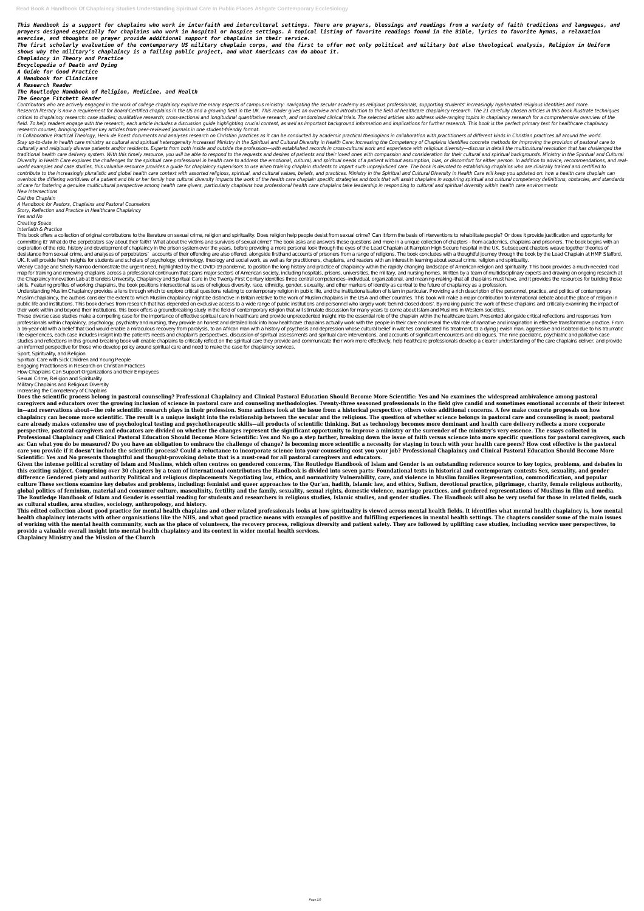*This Handbook is a support for chaplains who work in interfaith and intercultural settings. There are prayers, blessings and readings from a variety of faith traditions and languages, and prayers designed especially for chaplains who work in hospital or hospice settings. A topical listing of favorite readings found in the Bible, lyrics to favorite hymns, a relaxation exercise, and thoughts on prayer provide additional support for chaplains in their service.*

*The first scholarly evaluation of the contemporary US military chaplain corps, and the first to offer not only political and military but also theological analysis, Religion in Uniform shows why the military's chaplaincy is a failing public project, and what Americans can do about it.*

*Chaplaincy in Theory and Practice*

*Encyclopedia of Death and Dying*

*A Guide for Good Practice*

*A Handbook for Clinicians*

*A Research Reader*

*The Routledge Handbook of Religion, Medicine, and Health*

*The George Fitchett Reader*

*Contributors who are actively engaged in the work of college chaplaincy explore the many aspects of campus ministry: navigating the secular academy as religious professionals, supporting students' increasingly hyphenated religious identities and more.*

*Research literacy is now a requirement for Board-Certified chaplains in the US and a growing field in the UK. This reader gives an overview and introduction to the field of healthcare chaplaincy research. The 21 carefully chosen articles in this book illustrate techniques critical to chaplaincy research: case studies; qualitative research; cross-sectional and longitudinal quantitative research, and randomized clinical trials. The selected articles also address wide-ranging topics in chaplaincy research for a comprehensive overview of the field. To help readers engage with the research, each article includes a discussion guide highlighting crucial content, as well as important background information and implications for further research. This book is the perfect primary text for healthcare chaplaincy research courses, bringing together key articles from peer-reviewed journals in one student-friendly format.*

*In Collaborative Practical Theology, Henk de Roest documents and analyses research on Christian practices as it can be conducted by academic practical theologians in collaboration with practitioners of different kinds in Christian practices all around the world.*

*Stay up-to-date in health care ministry as cultural and spiritual heterogeneity increases! Ministry in the Spiritual and Cultural Diversity in Health Care: Increasing the Competency of Chaplains identifies concrete methods for improving the provision of pastoral care to culturally and religiously diverse patients and/or residents. Experts from both inside and outside the profession—with established records in cross-cultural work and experience with religious diversity—discuss in detail the multicultural revolution that has challenged the traditional health care delivery system. With this timely resource, you will be able to respond to the requests and desires of patients and their loved ones with compassion and consideration for their cultural and spiritual backgrounds. Ministry in the Spiritual and Cultural Diversity in Health Care explores the challenges for the spiritual care professional in health care to address the emotional, cultural, and spiritual needs of a patient without assumption, bias, or discomfort for either person. In addition to advice, recommendations, and real-world examples and case studies, this valuable resource provides a guide for chaplaincy supervisors to use when training chaplain students to impart such unprejudiced care. The book is devoted to establishing chaplains who are clinically trained and certified to contribute to the increasingly pluralistic and global health care context with assorted religious, spiritual, and cultural values, beliefs, and practices. Ministry in the Spiritual and Cultural Diversity in Health Care will keep you updated on: how a health care chaplain can overlook the differing worldview of a patient and his or her family how cultural diversity impacts the work of the health care chaplain specific strategies and tools that will assist chaplains in acquiring spiritual and cultural competency definitions, obstacles, and standards of care for fostering a genuine multicultural perspective among health care givers, particularly chaplains how professional health care chaplains take leadership in responding to cultural and spiritual diversity within health care environments*

*New Intersections*

*Call the Chaplain*

*A Handbook for Pastors, Chaplains and Pastoral Counselors*

*Story, Reflection and Practice in Healthcare Chaplaincy*

*Yes and No*

*Creating Space*

*Interfaith & Practice*

This book offers a collection of original contributions to the literature on sexual crime, religion and spirituality. Does religion help people desist from sexual crime? Can it form the basis of interventions to rehabilitate people? Or does it provide justification and opportunity for committing it? What do the perpetrators say about their faith? What about the victims and survivors of sexual crime? The book asks and answers these questions and more in a unique collection of chapters – from academics, chaplains and prisoners. The book begins with an exploration of the role, history and development of chaplaincy in the prison system over the years, before providing a more personal look through the eyes of the Lead Chaplain at Rampton High Secure hospital in the UK. Subsequent chapters weave together theories of desistance from sexual crime, and analyses of perpetrators' accounts of their offending are also offered, alongside firsthand accounts of prisoners from a range of religions. The book concludes with a thoughtful journey through the book by the Lead Chaplain at HMP Stafford, UK. It will provide fresh insights for students and scholars of psychology, criminology, theology and social work, as well as for practitioners, chaplains, and readers with an interest in learning about sexual crime, religion and spirituality.

Wendy Cadge and Shelly Rambo demonstrate the urgent need, highlighted by the COVID-19 pandemic, to position the long history and practice of chaplaincy within the rapidly changing landscape of American religion and spirituality. This book provides a much-needed road map for training and renewing chaplains across a professional continuum that spans major sectors of American society, including hospitals, prisons, universities, the military, and nursing homes. Written by a team of multidisciplinary experts and drawing on ongoing research at the Chaplaincy Innovation Lab at Brandeis University, Chaplaincy and Spiritual Care in the Twenty-First Century identifies three central competencies–individual, organizational, and meaning-making–that all chaplains must have, and it provides the resources for building those skills. Featuring profiles of working chaplains, the book positions intersectional issues of religious diversity, race, ethnicity, gender, sexuality, and other markers of identity as central to the future of chaplaincy as a profession.

Understanding Muslim Chaplaincy provides a lens through which to explore critical questions relating to contemporary religion in public life, and the institutionalisation of Islam in particular. Providing a rich description of the personnel, practice, and politics of contemporary Muslim chaplaincy, the authors consider the extent to which Muslim chaplaincy might be distinctive in Britain relative to the work of Muslim chaplains in the USA and other countries. This book will make a major contribution to international debate about the place of religion in public life and institutions. This book derives from research that has depended on exclusive access to a wide range of public institutions and personnel who largely work 'behind closed doors'. By making public the work of these chaplains and critically examining the impact of their work within and beyond their institutions, this book offers a groundbreaking study in the field of contemporary religion that will stimulate discussion for many years to come about Islam and Muslims in Western societies.

These diverse case studies make a compelling case for the importance of effective spiritual care in healthcare and provide unprecedented insight into the essential role of the chaplain within the healthcare team. Presented alongside critical reflections and responses from professionals within chaplaincy, psychology, psychiatry and nursing, they provide an honest and detailed look into how healthcare chaplains actually work with the people in their care and reveal the vital role of narrative and imagination in effective transformative practice. From a 16-year-old with a belief that God would enable a miraculous recovery from paralysis, to an African man with a history of psychosis and depression whose cultural belief in witches complicated his treatment, to a dying Jewish man, aggressive and isolated due to his traumatic life experiences, each case includes insight into the patient's needs and chaplain's perspectives, discussion of spiritual assessments and spiritual care interventions, and accounts of significant encounters and dialogues. The nine paediatric, psychiatric and palliative case studies and reflections in this ground-breaking book will enable chaplains to critically reflect on the spiritual care they provide and communicate their work more effectively, help healthcare professionals develop a clearer understanding of the care chaplains deliver, and provide an informed perspective for those who develop policy around spiritual care and need to make the case for chaplaincy services.

Sport, Spirituality, and Religion

Spiritual Care with Sick Children and Young People

Engaging Practitioners in Research on Christian Practices

How Chaplains Can Support Organizations and their Employees

Sexual Crime, Religion and Spirituality

Military Chaplains and Religious Diversity

Increasing the Competency of Chaplains

**Does the scientific process belong in pastoral counseling? Professional Chaplaincy and Clinical Pastoral Education Should Become More Scientific: Yes and No examines the widespread ambivalence among pastoral caregivers and educators over the growing inclusion of science in pastoral care and counseling methodologies. Twenty-three seasoned professionals in the field give candid and sometimes emotional accounts of their interest in—and reservations about—the role scientific research plays in their profession. Some authors look at the issue from a historical perspective; others voice additional concerns. A few make concrete proposals on how chaplaincy can become more scientific. The result is a unique insight into the relationship between the secular and the religious. The question of whether science belongs in pastoral care and counseling is moot; pastoral care already makes extensive use of psychological testing and psychotherapeutic skills—all products of scientific thinking. But as technology becomes more dominant and health care delivery reflects a more corporate perspective, pastoral caregivers and educators are divided on whether the changes represent the significant opportunity to improve a ministry or the surrender of the ministry's very essence. The essays collected in Professional Chaplaincy and Clinical Pastoral Education Should Become More Scientific: Yes and No go a step farther, breaking down the issue of faith versus science into more specific questions for pastoral caregivers, such as: Can what you do be measured? Do you have an obligation to embrace the challenge of change? Is becoming more scientific a necessity for staying in touch with your health care peers? How cost effective is the pastoral care you provide if it doesn't include the scientific process? Could a reluctance to incorporate science into your counseling cost you your job? Professional Chaplaincy and Clinical Pastoral Education Should Become More Scientific: Yes and No presents thoughtful and thought-provoking debate that is a must-read for all pastoral caregivers and educators.**

**Given the intense political scrutiny of Islam and Muslims, which often centres on gendered concerns, The Routledge Handbook of Islam and Gender is an outstanding reference source to key topics, problems, and debates in this exciting subject. Comprising over 30 chapters by a team of international contributors the Handbook is divided into seven parts: Foundational texts in historical and contemporary contexts Sex, sexuality, and gender difference Gendered piety and authority Political and religious displacements Negotiating law, ethics, and normativity Vulnerability, care, and violence in Muslim families Representation, commodification, and popular culture These sections examine key debates and problems, including: feminist and queer approaches to the Qur'an, hadith, Islamic law, and ethics, Sufism, devotional practice, pilgrimage, charity, female religious authority, global politics of feminism, material and consumer culture, masculinity, fertility and the family, sexuality, sexual rights, domestic violence, marriage practices, and gendered representations of Muslims in film and media. The Routledge Handbook of Islam and Gender is essential reading for students and researchers in religious studies, Islamic studies, and gender studies. The Handbook will also be very useful for those in related fields, such as cultural studies, area studies, sociology, anthropology, and history.**

**This edited collection about good practice for mental health chaplains and other related professionals looks at how spirituality is viewed across mental health fields. It identifies what mental health chaplaincy is, how mental health chaplaincy interacts with other organisations like the NHS, and what good practice means with examples of positive and fulfilling experiences in mental health settings. The chapters consider some of the main issues of working with the mental health community, such as the place of volunteers, the recovery process, religious diversity and patient safety. They are followed by uplifting case studies, including service user perspectives, to provide a valuable overall insight into mental health chaplaincy and its context in wider mental health services.**

**Chaplaincy Ministry and the Mission of the Church**